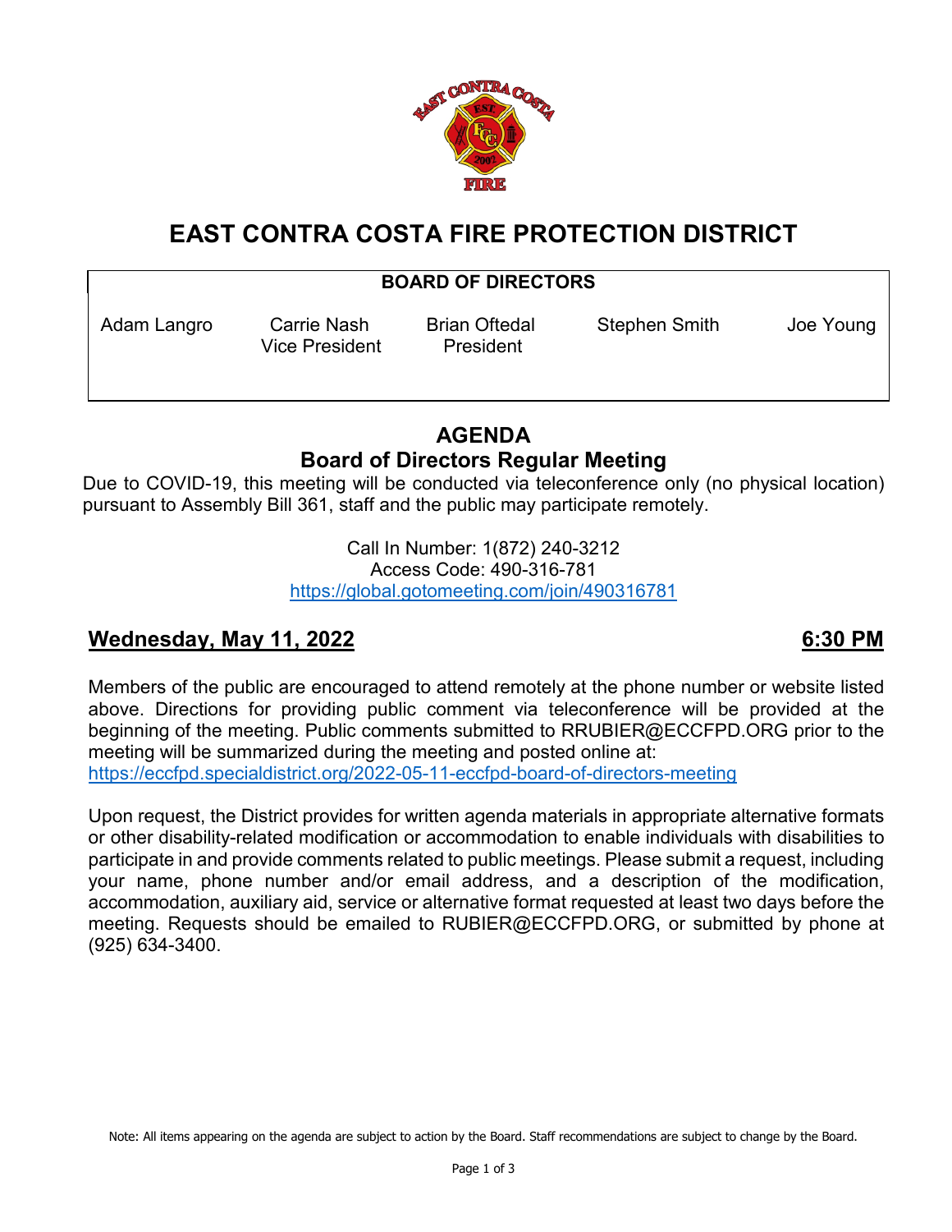# EAST CONTRA COSTA FIRE PROTECTION DISTRICT

**BOARD OF DIRECTORS**

| Adam Langro | Carrie Nash<br>Vice President | Brian Oftedal<br>President | Stephen Smith | Joe Young |
|---|---|---|---|---|

## AGENDA
## Board of Directors Regular Meeting

Due to COVID-19, this meeting will be conducted via teleconference only (no physical location) pursuant to Assembly Bill 361, staff and the public may participate remotely.

Call In Number: 1(872) 240-3212
Access Code: 490-316-781
https://global.gotomeeting.com/join/490316781

**Wednesday, May 11, 2022** **6:30 PM**

Members of the public are encouraged to attend remotely at the phone number or website listed above. Directions for providing public comment via teleconference will be provided at the beginning of the meeting. Public comments submitted to RRUBIER@ECCFPD.ORG prior to the meeting will be summarized during the meeting and posted online at:
https://eccfpd.specialdistrict.org/2022-05-11-eccfpd-board-of-directors-meeting

Upon request, the District provides for written agenda materials in appropriate alternative formats or other disability-related modification or accommodation to enable individuals with disabilities to participate in and provide comments related to public meetings. Please submit a request, including your name, phone number and/or email address, and a description of the modification, accommodation, auxiliary aid, service or alternative format requested at least two days before the meeting. Requests should be emailed to RUBIER@ECCFPD.ORG, or submitted by phone at (925) 634-3400.

Note: All items appearing on the agenda are subject to action by the Board. Staff recommendations are subject to change by the Board.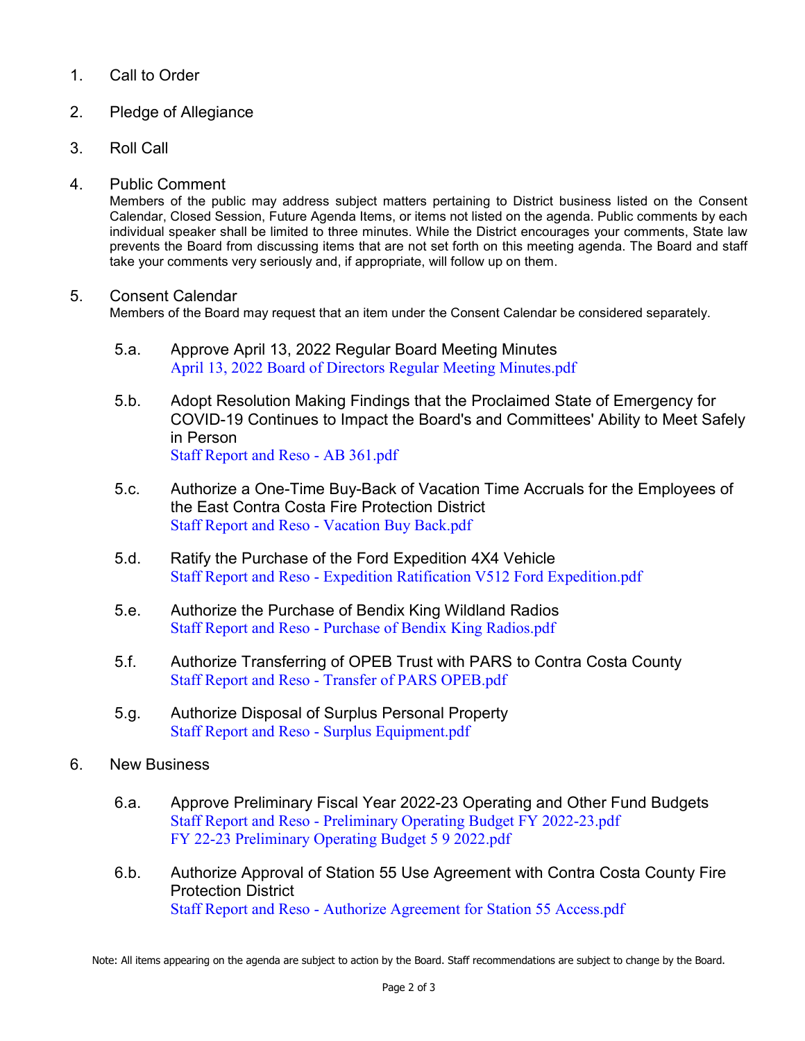1. Call to Order

2. Pledge of Allegiance

3. Roll Call

4. Public Comment
   Members of the public may address subject matters pertaining to District business listed on the Consent Calendar, Closed Session, Future Agenda Items, or items not listed on the agenda. Public comments by each individual speaker shall be limited to three minutes. While the District encourages your comments, State law prevents the Board from discussing items that are not set forth on this meeting agenda. The Board and staff take your comments very seriously and, if appropriate, will follow up on them.

5. Consent Calendar
   Members of the Board may request that an item under the Consent Calendar be considered separately.

   5.a. Approve April 13, 2022 Regular Board Meeting Minutes
   April 13, 2022 Board of Directors Regular Meeting Minutes.pdf

   5.b. Adopt Resolution Making Findings that the Proclaimed State of Emergency for COVID-19 Continues to Impact the Board's and Committees' Ability to Meet Safely in Person
   Staff Report and Reso - AB 361.pdf

   5.c. Authorize a One-Time Buy-Back of Vacation Time Accruals for the Employees of the East Contra Costa Fire Protection District
   Staff Report and Reso - Vacation Buy Back.pdf

   5.d. Ratify the Purchase of the Ford Expedition 4X4 Vehicle
   Staff Report and Reso - Expedition Ratification V512 Ford Expedition.pdf

   5.e. Authorize the Purchase of Bendix King Wildland Radios
   Staff Report and Reso - Purchase of Bendix King Radios.pdf

   5.f. Authorize Transferring of OPEB Trust with PARS to Contra Costa County
   Staff Report and Reso - Transfer of PARS OPEB.pdf

   5.g. Authorize Disposal of Surplus Personal Property
   Staff Report and Reso - Surplus Equipment.pdf

6. New Business

   6.a. Approve Preliminary Fiscal Year 2022-23 Operating and Other Fund Budgets
   Staff Report and Reso - Preliminary Operating Budget FY 2022-23.pdf
   FY 22-23 Preliminary Operating Budget 5 9 2022.pdf

   6.b. Authorize Approval of Station 55 Use Agreement with Contra Costa County Fire Protection District
   Staff Report and Reso - Authorize Agreement for Station 55 Access.pdf

Note: All items appearing on the agenda are subject to action by the Board. Staff recommendations are subject to change by the Board.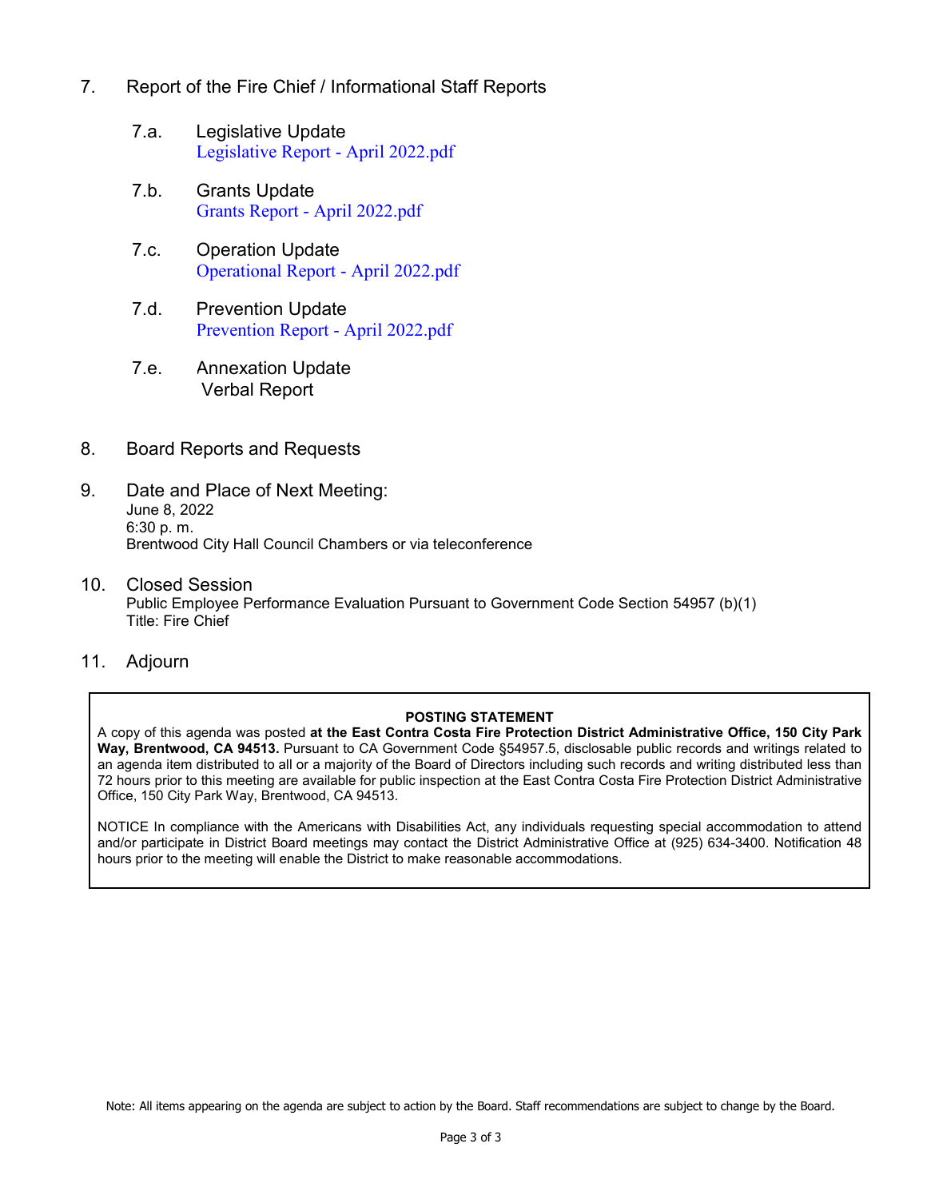7. Report of the Fire Chief / Informational Staff Reports

   7.a. Legislative Update
   Legislative Report - April 2022.pdf

   7.b. Grants Update
   Grants Report - April 2022.pdf

   7.c. Operation Update
   Operational Report - April 2022.pdf

   7.d. Prevention Update
   Prevention Report - April 2022.pdf

   7.e. Annexation Update
   Verbal Report

8. Board Reports and Requests

9. Date and Place of Next Meeting:
   June 8, 2022
   6:30 p. m.
   Brentwood City Hall Council Chambers or via teleconference

10. Closed Session
    Public Employee Performance Evaluation Pursuant to Government Code Section 54957 (b)(1)
    Title: Fire Chief

11. Adjourn

**POSTING STATEMENT**

A copy of this agenda was posted **at the East Contra Costa Fire Protection District Administrative Office, 150 City Park Way, Brentwood, CA 94513.** Pursuant to CA Government Code §54957.5, disclosable public records and writings related to an agenda item distributed to all or a majority of the Board of Directors including such records and writing distributed less than 72 hours prior to this meeting are available for public inspection at the East Contra Costa Fire Protection District Administrative Office, 150 City Park Way, Brentwood, CA 94513.

NOTICE In compliance with the Americans with Disabilities Act, any individuals requesting special accommodation to attend and/or participate in District Board meetings may contact the District Administrative Office at (925) 634-3400. Notification 48 hours prior to the meeting will enable the District to make reasonable accommodations.

Note: All items appearing on the agenda are subject to action by the Board. Staff recommendations are subject to change by the Board.